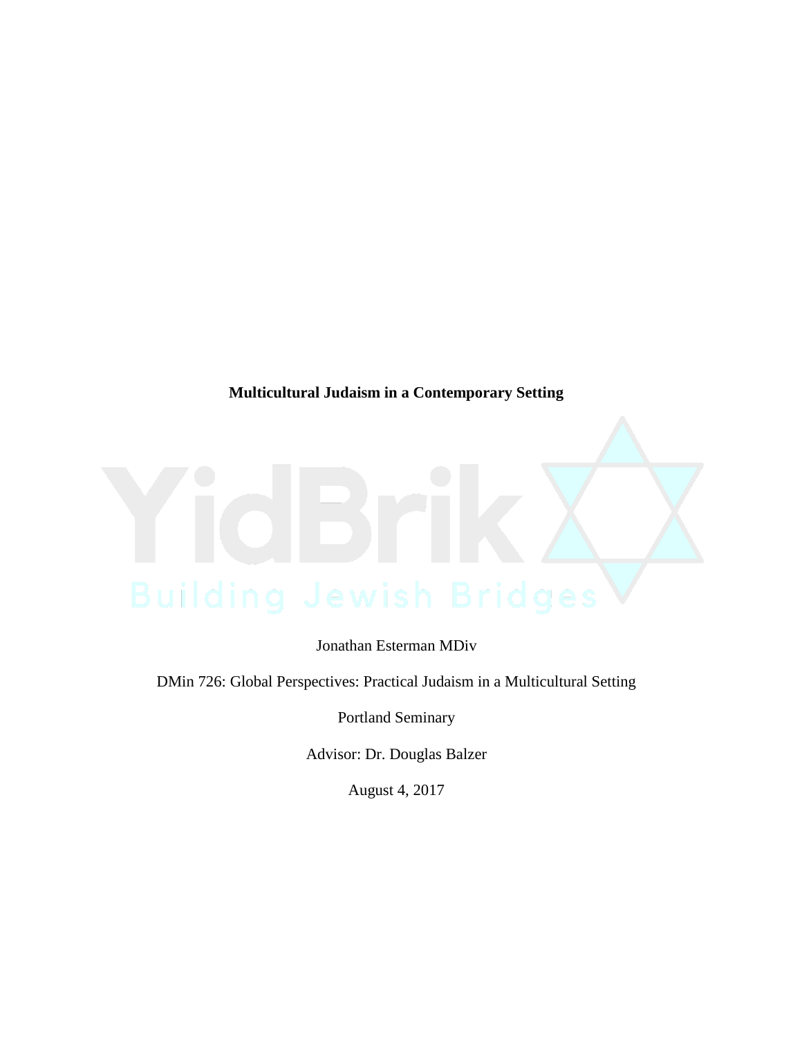**Multicultural Judaism in a Contemporary Setting**

Jonathan Esterman MDiv

DMin 726: Global Perspectives: Practical Judaism in a Multicultural Setting

Portland Seminary

Advisor: Dr. Douglas Balzer

August 4, 2017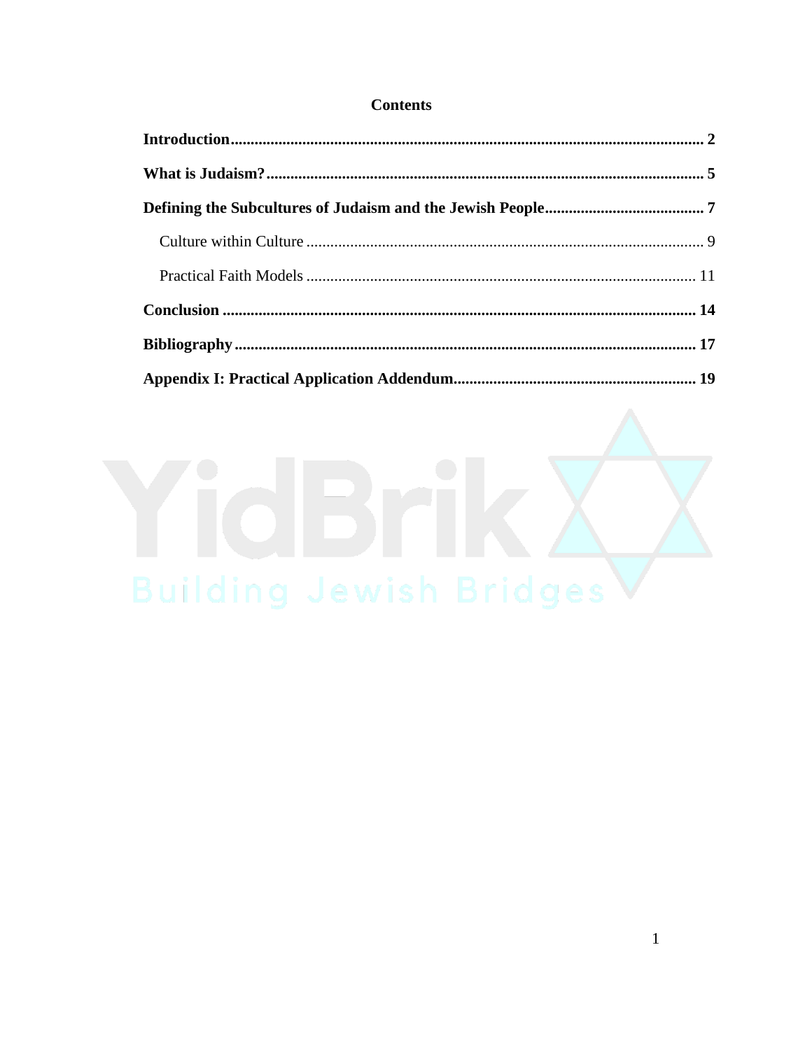# Contents

**Introduction** .......... **2**

**What is Judaism?** .......... **5**

**Defining the Subcultures of Judaism and the Jewish People** .......... **7**

- Culture within Culture .......... 9
- Practical Faith Models .......... 11

**Conclusion** .......... **14**

**Bibliography** .......... **17**

**Appendix I: Practical Application Addendum** .......... **19**

YidBrik

Building Jewish Bridges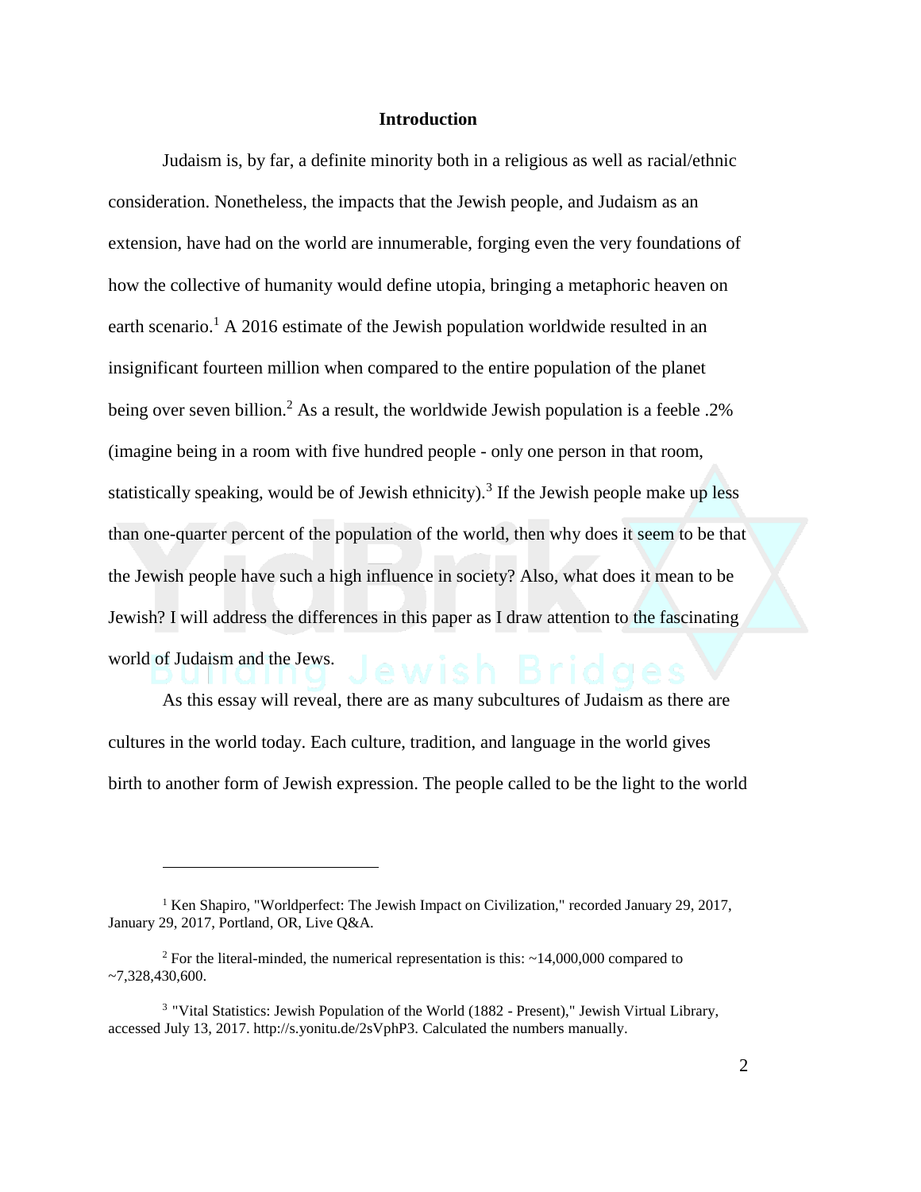## Introduction

Judaism is, by far, a definite minority both in a religious as well as racial/ethnic consideration. Nonetheless, the impacts that the Jewish people, and Judaism as an extension, have had on the world are innumerable, forging even the very foundations of how the collective of humanity would define utopia, bringing a metaphoric heaven on earth scenario.[1] A 2016 estimate of the Jewish population worldwide resulted in an insignificant fourteen million when compared to the entire population of the planet being over seven billion.[2] As a result, the worldwide Jewish population is a feeble .2% (imagine being in a room with five hundred people - only one person in that room, statistically speaking, would be of Jewish ethnicity).[3] If the Jewish people make up less than one-quarter percent of the population of the world, then why does it seem to be that the Jewish people have such a high influence in society? Also, what does it mean to be Jewish? I will address the differences in this paper as I draw attention to the fascinating world of Judaism and the Jews.

As this essay will reveal, there are as many subcultures of Judaism as there are cultures in the world today. Each culture, tradition, and language in the world gives birth to another form of Jewish expression. The people called to be the light to the world

---

[1] Ken Shapiro, "Worldperfect: The Jewish Impact on Civilization," recorded January 29, 2017, January 29, 2017, Portland, OR, Live Q&A.

[2] For the literal-minded, the numerical representation is this: ~14,000,000 compared to ~7,328,430,600.

[3] "Vital Statistics: Jewish Population of the World (1882 - Present)," Jewish Virtual Library, accessed July 13, 2017. http://s.yonitu.de/2sVphP3. Calculated the numbers manually.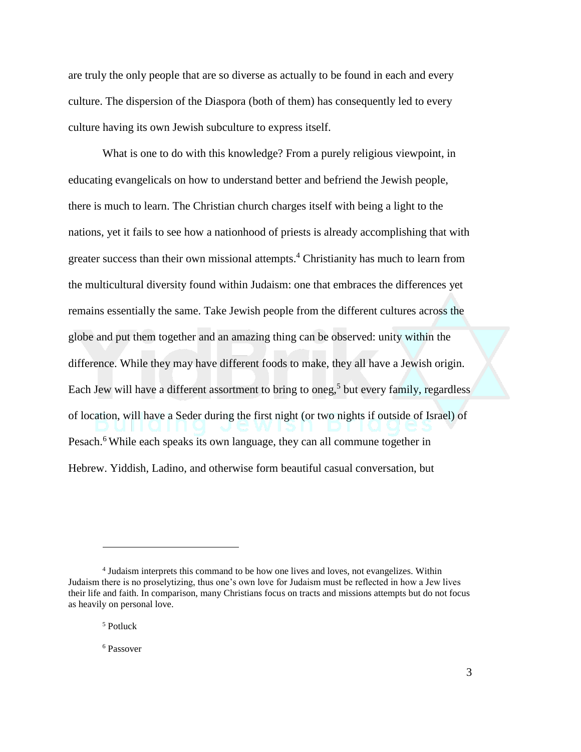are truly the only people that are so diverse as actually to be found in each and every culture. The dispersion of the Diaspora (both of them) has consequently led to every culture having its own Jewish subculture to express itself.

What is one to do with this knowledge? From a purely religious viewpoint, in educating evangelicals on how to understand better and befriend the Jewish people, there is much to learn. The Christian church charges itself with being a light to the nations, yet it fails to see how a nationhood of priests is already accomplishing that with greater success than their own missional attempts.[4] Christianity has much to learn from the multicultural diversity found within Judaism: one that embraces the differences yet remains essentially the same. Take Jewish people from the different cultures across the globe and put them together and an amazing thing can be observed: unity within the difference. While they may have different foods to make, they all have a Jewish origin. Each Jew will have a different assortment to bring to oneg,[5] but every family, regardless of location, will have a Seder during the first night (or two nights if outside of Israel) of Pesach.[6] While each speaks its own language, they can all commune together in Hebrew. Yiddish, Ladino, and otherwise form beautiful casual conversation, but

---

[4] Judaism interprets this command to be how one lives and loves, not evangelizes. Within Judaism there is no proselytizing, thus one's own love for Judaism must be reflected in how a Jew lives their life and faith. In comparison, many Christians focus on tracts and missions attempts but do not focus as heavily on personal love.

[5] Potluck

[6] Passover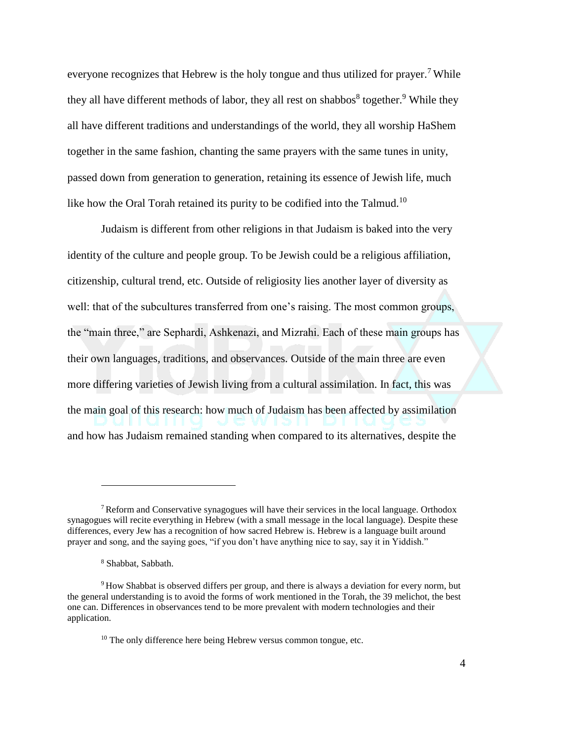everyone recognizes that Hebrew is the holy tongue and thus utilized for prayer.[7] While they all have different methods of labor, they all rest on shabbos[8] together.[9] While they all have different traditions and understandings of the world, they all worship HaShem together in the same fashion, chanting the same prayers with the same tunes in unity, passed down from generation to generation, retaining its essence of Jewish life, much like how the Oral Torah retained its purity to be codified into the Talmud.[10]

Judaism is different from other religions in that Judaism is baked into the very identity of the culture and people group. To be Jewish could be a religious affiliation, citizenship, cultural trend, etc. Outside of religiosity lies another layer of diversity as well: that of the subcultures transferred from one's raising. The most common groups, the "main three," are Sephardi, Ashkenazi, and Mizrahi. Each of these main groups has their own languages, traditions, and observances. Outside of the main three are even more differing varieties of Jewish living from a cultural assimilation. In fact, this was the main goal of this research: how much of Judaism has been affected by assimilation and how has Judaism remained standing when compared to its alternatives, despite the

---

[7] Reform and Conservative synagogues will have their services in the local language. Orthodox synagogues will recite everything in Hebrew (with a small message in the local language). Despite these differences, every Jew has a recognition of how sacred Hebrew is. Hebrew is a language built around prayer and song, and the saying goes, "if you don't have anything nice to say, say it in Yiddish."

[8] Shabbat, Sabbath.

[9] How Shabbat is observed differs per group, and there is always a deviation for every norm, but the general understanding is to avoid the forms of work mentioned in the Torah, the 39 melichot, the best one can. Differences in observances tend to be more prevalent with modern technologies and their application.

[10] The only difference here being Hebrew versus common tongue, etc.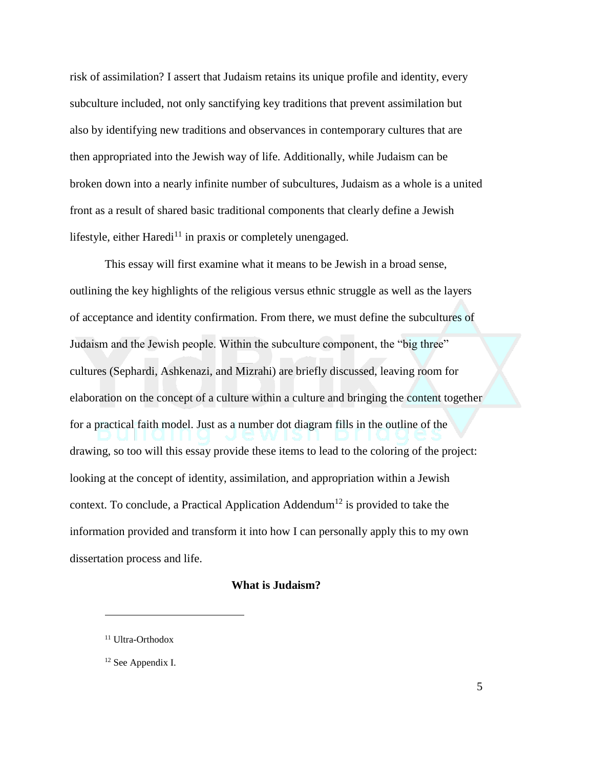risk of assimilation? I assert that Judaism retains its unique profile and identity, every subculture included, not only sanctifying key traditions that prevent assimilation but also by identifying new traditions and observances in contemporary cultures that are then appropriated into the Jewish way of life. Additionally, while Judaism can be broken down into a nearly infinite number of subcultures, Judaism as a whole is a united front as a result of shared basic traditional components that clearly define a Jewish lifestyle, either Haredi[11] in praxis or completely unengaged.

This essay will first examine what it means to be Jewish in a broad sense, outlining the key highlights of the religious versus ethnic struggle as well as the layers of acceptance and identity confirmation. From there, we must define the subcultures of Judaism and the Jewish people. Within the subculture component, the "big three" cultures (Sephardi, Ashkenazi, and Mizrahi) are briefly discussed, leaving room for elaboration on the concept of a culture within a culture and bringing the content together for a practical faith model. Just as a number dot diagram fills in the outline of the drawing, so too will this essay provide these items to lead to the coloring of the project: looking at the concept of identity, assimilation, and appropriation within a Jewish context. To conclude, a Practical Application Addendum[12] is provided to take the information provided and transform it into how I can personally apply this to my own dissertation process and life.

## What is Judaism?

---

[11] Ultra-Orthodox

[12] See Appendix I.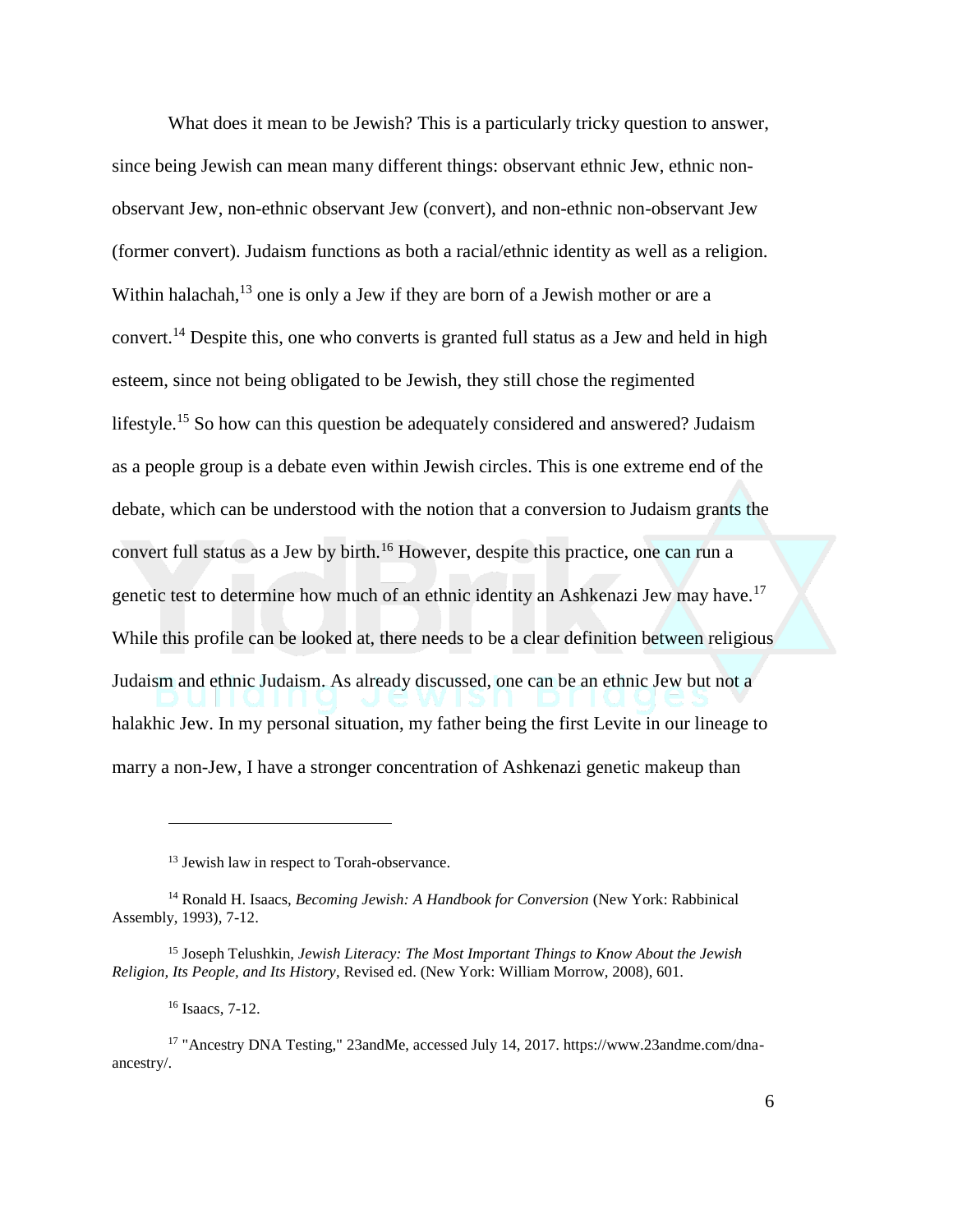What does it mean to be Jewish? This is a particularly tricky question to answer, since being Jewish can mean many different things: observant ethnic Jew, ethnic non-observant Jew, non-ethnic observant Jew (convert), and non-ethnic non-observant Jew (former convert). Judaism functions as both a racial/ethnic identity as well as a religion. Within halachah,[13] one is only a Jew if they are born of a Jewish mother or are a convert.[14] Despite this, one who converts is granted full status as a Jew and held in high esteem, since not being obligated to be Jewish, they still chose the regimented lifestyle.[15] So how can this question be adequately considered and answered? Judaism as a people group is a debate even within Jewish circles. This is one extreme end of the debate, which can be understood with the notion that a conversion to Judaism grants the convert full status as a Jew by birth.[16] However, despite this practice, one can run a genetic test to determine how much of an ethnic identity an Ashkenazi Jew may have.[17] While this profile can be looked at, there needs to be a clear definition between religious Judaism and ethnic Judaism. As already discussed, one can be an ethnic Jew but not a halakhic Jew. In my personal situation, my father being the first Levite in our lineage to marry a non-Jew, I have a stronger concentration of Ashkenazi genetic makeup than

---

[13] Jewish law in respect to Torah-observance.

[14] Ronald H. Isaacs, *Becoming Jewish: A Handbook for Conversion* (New York: Rabbinical Assembly, 1993), 7-12.

[15] Joseph Telushkin, *Jewish Literacy: The Most Important Things to Know About the Jewish Religion, Its People, and Its History*, Revised ed. (New York: William Morrow, 2008), 601.

[16] Isaacs, 7-12.

[17] "Ancestry DNA Testing," 23andMe, accessed July 14, 2017. https://www.23andme.com/dna-ancestry/.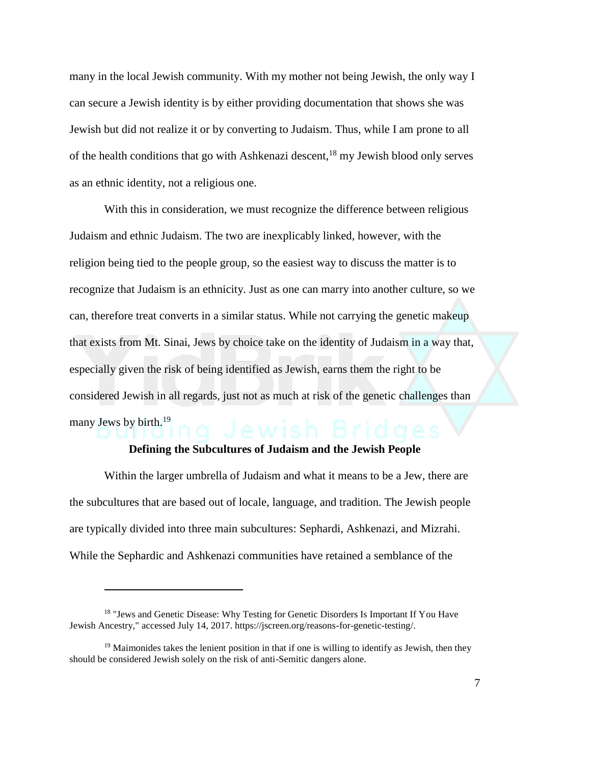many in the local Jewish community. With my mother not being Jewish, the only way I can secure a Jewish identity is by either providing documentation that shows she was Jewish but did not realize it or by converting to Judaism. Thus, while I am prone to all of the health conditions that go with Ashkenazi descent,[18] my Jewish blood only serves as an ethnic identity, not a religious one.

With this in consideration, we must recognize the difference between religious Judaism and ethnic Judaism. The two are inexplicably linked, however, with the religion being tied to the people group, so the easiest way to discuss the matter is to recognize that Judaism is an ethnicity. Just as one can marry into another culture, so we can, therefore treat converts in a similar status. While not carrying the genetic makeup that exists from Mt. Sinai, Jews by choice take on the identity of Judaism in a way that, especially given the risk of being identified as Jewish, earns them the right to be considered Jewish in all regards, just not as much at risk of the genetic challenges than many Jews by birth.[19]

### Defining the Subcultures of Judaism and the Jewish People

Within the larger umbrella of Judaism and what it means to be a Jew, there are the subcultures that are based out of locale, language, and tradition. The Jewish people are typically divided into three main subcultures: Sephardi, Ashkenazi, and Mizrahi. While the Sephardic and Ashkenazi communities have retained a semblance of the

---

[18] "Jews and Genetic Disease: Why Testing for Genetic Disorders Is Important If You Have Jewish Ancestry," accessed July 14, 2017. https://jscreen.org/reasons-for-genetic-testing/.

[19] Maimonides takes the lenient position in that if one is willing to identify as Jewish, then they should be considered Jewish solely on the risk of anti-Semitic dangers alone.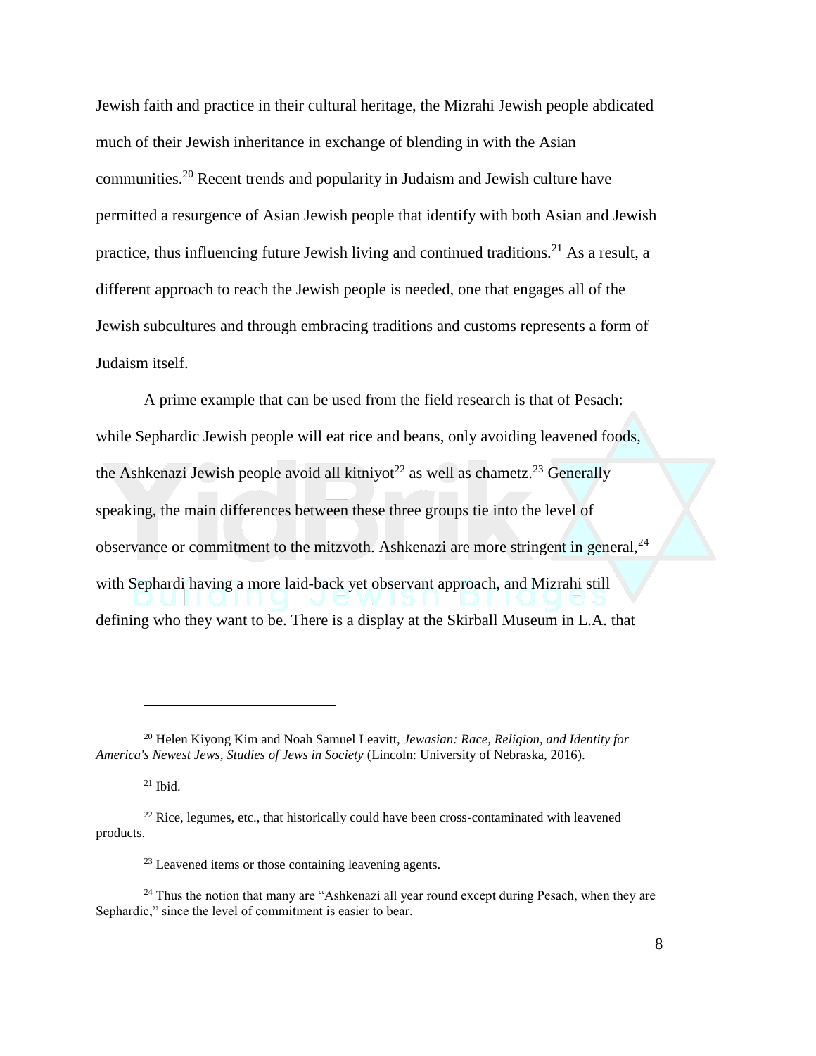Jewish faith and practice in their cultural heritage, the Mizrahi Jewish people abdicated much of their Jewish inheritance in exchange of blending in with the Asian communities.[20] Recent trends and popularity in Judaism and Jewish culture have permitted a resurgence of Asian Jewish people that identify with both Asian and Jewish practice, thus influencing future Jewish living and continued traditions.[21] As a result, a different approach to reach the Jewish people is needed, one that engages all of the Jewish subcultures and through embracing traditions and customs represents a form of Judaism itself.

A prime example that can be used from the field research is that of Pesach: while Sephardic Jewish people will eat rice and beans, only avoiding leavened foods, the Ashkenazi Jewish people avoid all kitniyot[22] as well as chametz.[23] Generally speaking, the main differences between these three groups tie into the level of observance or commitment to the mitzvoth. Ashkenazi are more stringent in general,[24] with Sephardi having a more laid-back yet observant approach, and Mizrahi still defining who they want to be. There is a display at the Skirball Museum in L.A. that

---

[20] Helen Kiyong Kim and Noah Samuel Leavitt, *Jewasian: Race, Religion, and Identity for America's Newest Jews, Studies of Jews in Society* (Lincoln: University of Nebraska, 2016).

[21] Ibid.

[22] Rice, legumes, etc., that historically could have been cross-contaminated with leavened products.

[23] Leavened items or those containing leavening agents.

[24] Thus the notion that many are "Ashkenazi all year round except during Pesach, when they are Sephardic," since the level of commitment is easier to bear.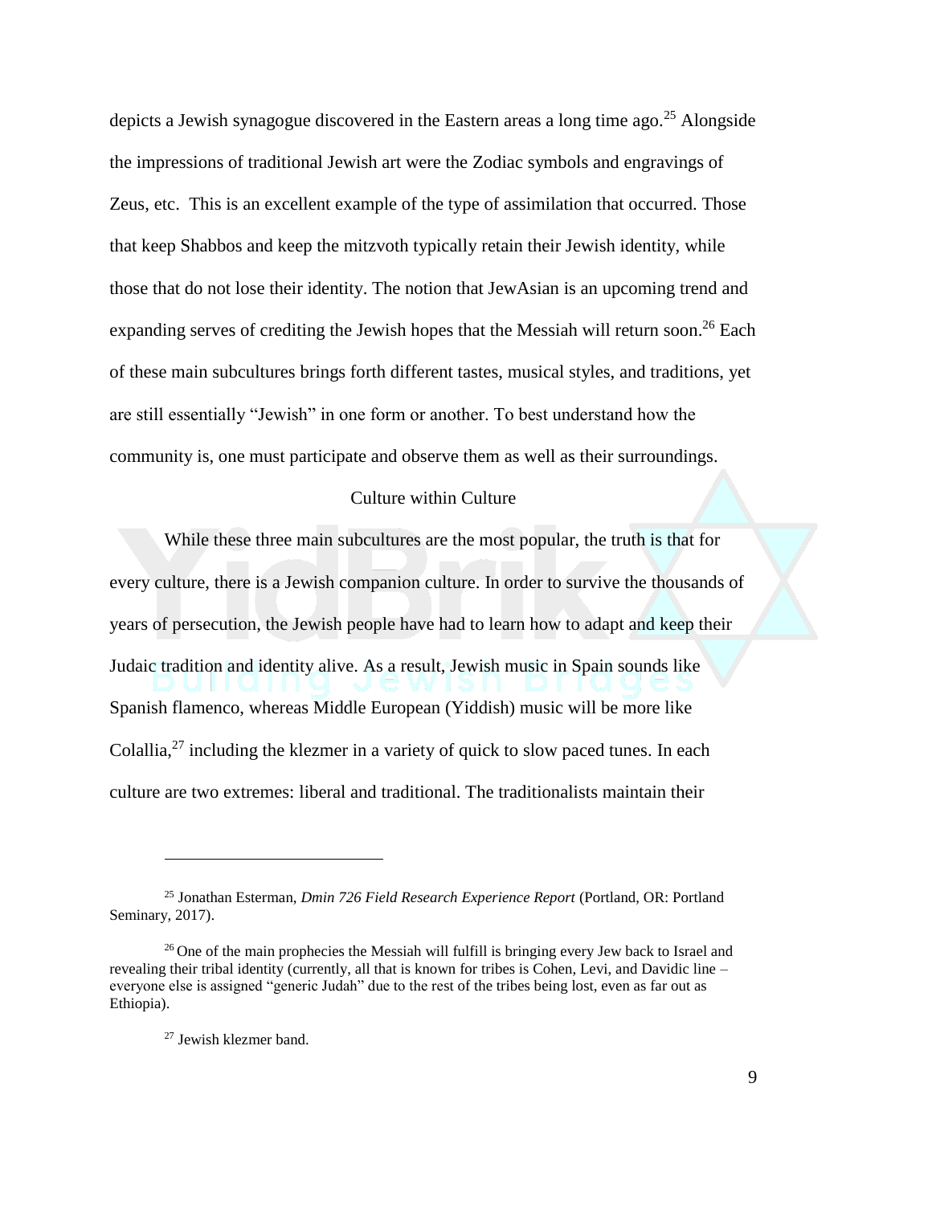depicts a Jewish synagogue discovered in the Eastern areas a long time ago.[25] Alongside the impressions of traditional Jewish art were the Zodiac symbols and engravings of Zeus, etc.  This is an excellent example of the type of assimilation that occurred. Those that keep Shabbos and keep the mitzvoth typically retain their Jewish identity, while those that do not lose their identity. The notion that JewAsian is an upcoming trend and expanding serves of crediting the Jewish hopes that the Messiah will return soon.[26] Each of these main subcultures brings forth different tastes, musical styles, and traditions, yet are still essentially "Jewish" in one form or another. To best understand how the community is, one must participate and observe them as well as their surroundings.

## Culture within Culture

While these three main subcultures are the most popular, the truth is that for every culture, there is a Jewish companion culture. In order to survive the thousands of years of persecution, the Jewish people have had to learn how to adapt and keep their Judaic tradition and identity alive. As a result, Jewish music in Spain sounds like Spanish flamenco, whereas Middle European (Yiddish) music will be more like Colallia,[27] including the klezmer in a variety of quick to slow paced tunes. In each culture are two extremes: liberal and traditional. The traditionalists maintain their

---

[25] Jonathan Esterman, *Dmin 726 Field Research Experience Report* (Portland, OR: Portland Seminary, 2017).

[26] One of the main prophecies the Messiah will fulfill is bringing every Jew back to Israel and revealing their tribal identity (currently, all that is known for tribes is Cohen, Levi, and Davidic line – everyone else is assigned "generic Judah" due to the rest of the tribes being lost, even as far out as Ethiopia).

[27] Jewish klezmer band.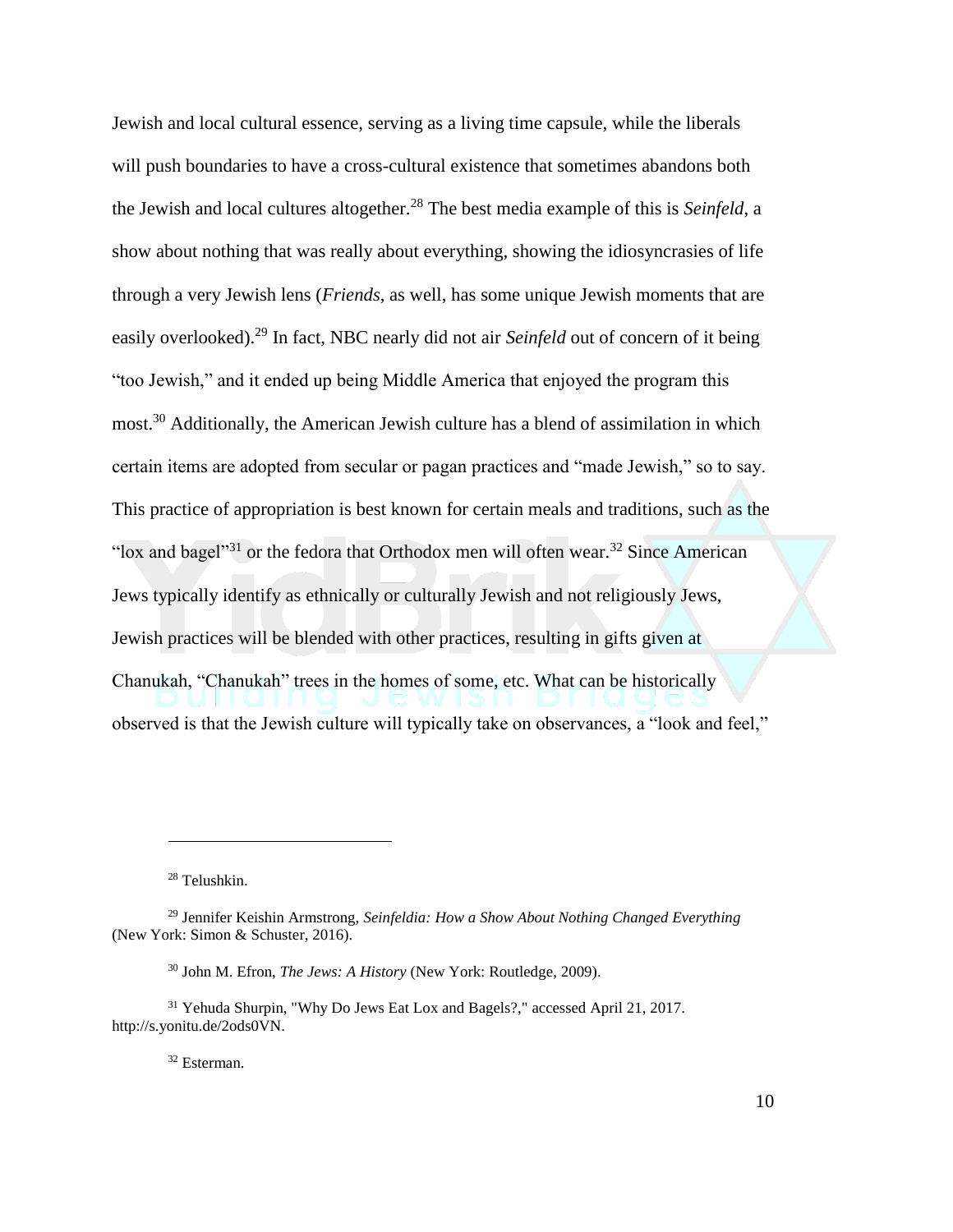Jewish and local cultural essence, serving as a living time capsule, while the liberals will push boundaries to have a cross-cultural existence that sometimes abandons both the Jewish and local cultures altogether.[28] The best media example of this is *Seinfeld*, a show about nothing that was really about everything, showing the idiosyncrasies of life through a very Jewish lens (*Friends*, as well, has some unique Jewish moments that are easily overlooked).[29] In fact, NBC nearly did not air *Seinfeld* out of concern of it being "too Jewish," and it ended up being Middle America that enjoyed the program this most.[30] Additionally, the American Jewish culture has a blend of assimilation in which certain items are adopted from secular or pagan practices and "made Jewish," so to say. This practice of appropriation is best known for certain meals and traditions, such as the "lox and bagel"[31] or the fedora that Orthodox men will often wear.[32] Since American Jews typically identify as ethnically or culturally Jewish and not religiously Jews, Jewish practices will be blended with other practices, resulting in gifts given at Chanukah, "Chanukah" trees in the homes of some, etc. What can be historically observed is that the Jewish culture will typically take on observances, a "look and feel,"

---

[28] Telushkin.

[29] Jennifer Keishin Armstrong, *Seinfeldia: How a Show About Nothing Changed Everything* (New York: Simon & Schuster, 2016).

[30] John M. Efron, *The Jews: A History* (New York: Routledge, 2009).

[31] Yehuda Shurpin, "Why Do Jews Eat Lox and Bagels?," accessed April 21, 2017. http://s.yonitu.de/2ods0VN.

[32] Esterman.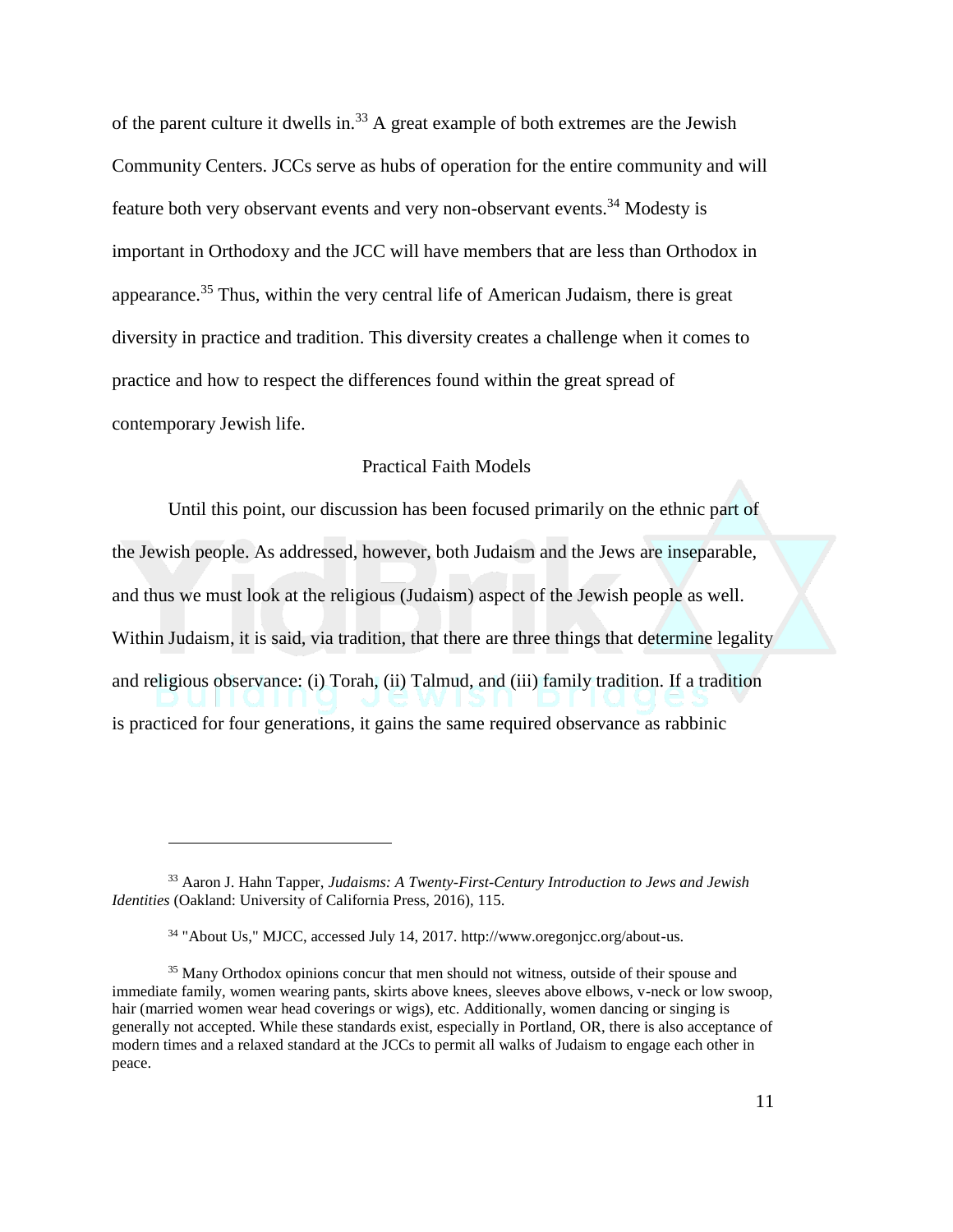of the parent culture it dwells in.[33] A great example of both extremes are the Jewish Community Centers. JCCs serve as hubs of operation for the entire community and will feature both very observant events and very non-observant events.[34] Modesty is important in Orthodoxy and the JCC will have members that are less than Orthodox in appearance.[35] Thus, within the very central life of American Judaism, there is great diversity in practice and tradition. This diversity creates a challenge when it comes to practice and how to respect the differences found within the great spread of contemporary Jewish life.

## Practical Faith Models

Until this point, our discussion has been focused primarily on the ethnic part of the Jewish people. As addressed, however, both Judaism and the Jews are inseparable, and thus we must look at the religious (Judaism) aspect of the Jewish people as well. Within Judaism, it is said, via tradition, that there are three things that determine legality and religious observance: (i) Torah, (ii) Talmud, and (iii) family tradition. If a tradition is practiced for four generations, it gains the same required observance as rabbinic

---

[33] Aaron J. Hahn Tapper, *Judaisms: A Twenty-First-Century Introduction to Jews and Jewish Identities* (Oakland: University of California Press, 2016), 115.

[34] "About Us," MJCC, accessed July 14, 2017. http://www.oregonjcc.org/about-us.

[35] Many Orthodox opinions concur that men should not witness, outside of their spouse and immediate family, women wearing pants, skirts above knees, sleeves above elbows, v-neck or low swoop, hair (married women wear head coverings or wigs), etc. Additionally, women dancing or singing is generally not accepted. While these standards exist, especially in Portland, OR, there is also acceptance of modern times and a relaxed standard at the JCCs to permit all walks of Judaism to engage each other in peace.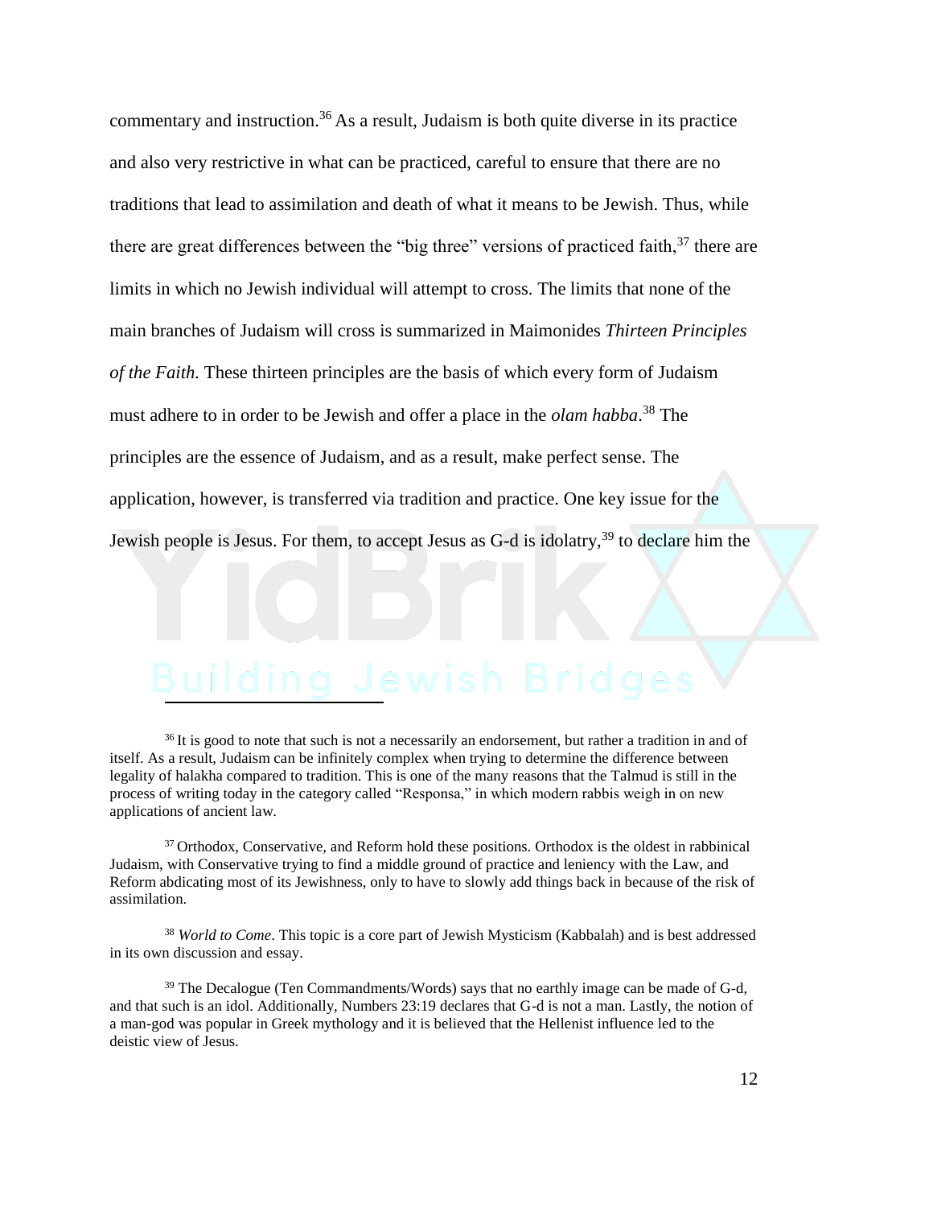commentary and instruction.[36] As a result, Judaism is both quite diverse in its practice and also very restrictive in what can be practiced, careful to ensure that there are no traditions that lead to assimilation and death of what it means to be Jewish. Thus, while there are great differences between the "big three" versions of practiced faith,[37] there are limits in which no Jewish individual will attempt to cross. The limits that none of the main branches of Judaism will cross is summarized in Maimonides *Thirteen Principles of the Faith.* These thirteen principles are the basis of which every form of Judaism must adhere to in order to be Jewish and offer a place in the *olam habba*.[38] The principles are the essence of Judaism, and as a result, make perfect sense. The application, however, is transferred via tradition and practice. One key issue for the Jewish people is Jesus. For them, to accept Jesus as G-d is idolatry,[39] to declare him the

---

[36] It is good to note that such is not a necessarily an endorsement, but rather a tradition in and of itself. As a result, Judaism can be infinitely complex when trying to determine the difference between legality of halakha compared to tradition. This is one of the many reasons that the Talmud is still in the process of writing today in the category called "Responsa," in which modern rabbis weigh in on new applications of ancient law.

[37] Orthodox, Conservative, and Reform hold these positions. Orthodox is the oldest in rabbinical Judaism, with Conservative trying to find a middle ground of practice and leniency with the Law, and Reform abdicating most of its Jewishness, only to have to slowly add things back in because of the risk of assimilation.

[38] *World to Come*. This topic is a core part of Jewish Mysticism (Kabbalah) and is best addressed in its own discussion and essay.

[39] The Decalogue (Ten Commandments/Words) says that no earthly image can be made of G-d, and that such is an idol. Additionally, Numbers 23:19 declares that G-d is not a man. Lastly, the notion of a man-god was popular in Greek mythology and it is believed that the Hellenist influence led to the deistic view of Jesus.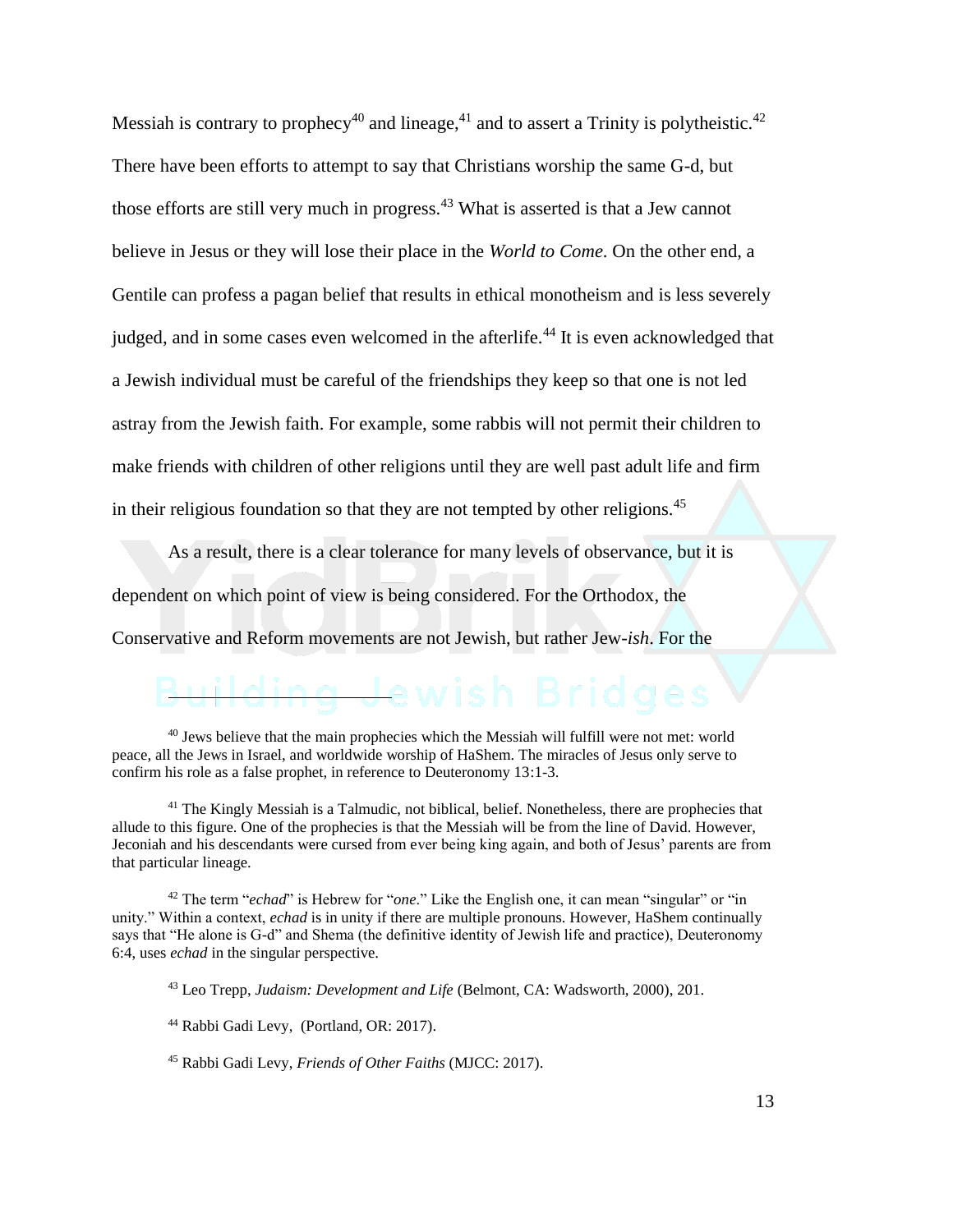Messiah is contrary to prophecy[40] and lineage,[41] and to assert a Trinity is polytheistic.[42] There have been efforts to attempt to say that Christians worship the same G-d, but those efforts are still very much in progress.[43] What is asserted is that a Jew cannot believe in Jesus or they will lose their place in the *World to Come*. On the other end, a Gentile can profess a pagan belief that results in ethical monotheism and is less severely judged, and in some cases even welcomed in the afterlife.[44] It is even acknowledged that a Jewish individual must be careful of the friendships they keep so that one is not led astray from the Jewish faith. For example, some rabbis will not permit their children to make friends with children of other religions until they are well past adult life and firm in their religious foundation so that they are not tempted by other religions.[45]

As a result, there is a clear tolerance for many levels of observance, but it is dependent on which point of view is being considered. For the Orthodox, the Conservative and Reform movements are not Jewish, but rather Jew-*ish*. For the

---

[40] Jews believe that the main prophecies which the Messiah will fulfill were not met: world peace, all the Jews in Israel, and worldwide worship of HaShem. The miracles of Jesus only serve to confirm his role as a false prophet, in reference to Deuteronomy 13:1-3.

[41] The Kingly Messiah is a Talmudic, not biblical, belief. Nonetheless, there are prophecies that allude to this figure. One of the prophecies is that the Messiah will be from the line of David. However, Jeconiah and his descendants were cursed from ever being king again, and both of Jesus' parents are from that particular lineage.

[42] The term "*echad*" is Hebrew for "*one*." Like the English one, it can mean "singular" or "in unity." Within a context, *echad* is in unity if there are multiple pronouns. However, HaShem continually says that "He alone is G-d" and Shema (the definitive identity of Jewish life and practice), Deuteronomy 6:4, uses *echad* in the singular perspective.

[43] Leo Trepp, *Judaism: Development and Life* (Belmont, CA: Wadsworth, 2000), 201.

[44] Rabbi Gadi Levy, (Portland, OR: 2017).

[45] Rabbi Gadi Levy, *Friends of Other Faiths* (MJCC: 2017).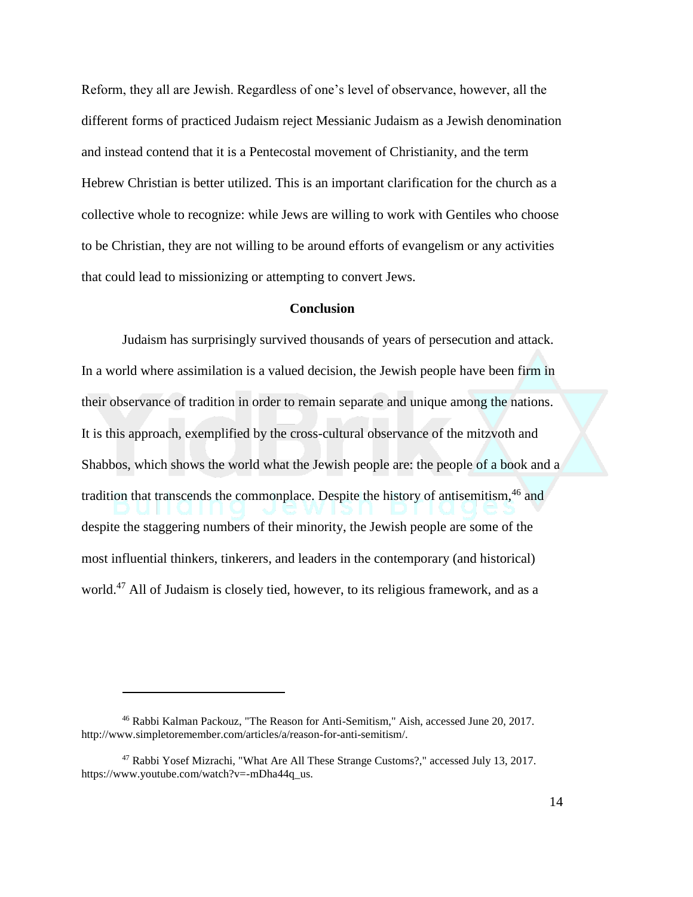Reform, they all are Jewish. Regardless of one's level of observance, however, all the different forms of practiced Judaism reject Messianic Judaism as a Jewish denomination and instead contend that it is a Pentecostal movement of Christianity, and the term Hebrew Christian is better utilized. This is an important clarification for the church as a collective whole to recognize: while Jews are willing to work with Gentiles who choose to be Christian, they are not willing to be around efforts of evangelism or any activities that could lead to missionizing or attempting to convert Jews.

## Conclusion

Judaism has surprisingly survived thousands of years of persecution and attack. In a world where assimilation is a valued decision, the Jewish people have been firm in their observance of tradition in order to remain separate and unique among the nations. It is this approach, exemplified by the cross-cultural observance of the mitzvoth and Shabbos, which shows the world what the Jewish people are: the people of a book and a tradition that transcends the commonplace. Despite the history of antisemitism,[46] and despite the staggering numbers of their minority, the Jewish people are some of the most influential thinkers, tinkerers, and leaders in the contemporary (and historical) world.[47] All of Judaism is closely tied, however, to its religious framework, and as a

---

[46] Rabbi Kalman Packouz, "The Reason for Anti-Semitism," Aish, accessed June 20, 2017. http://www.simpletoremember.com/articles/a/reason-for-anti-semitism/.

[47] Rabbi Yosef Mizrachi, "What Are All These Strange Customs?," accessed July 13, 2017. https://www.youtube.com/watch?v=-mDha44q_us.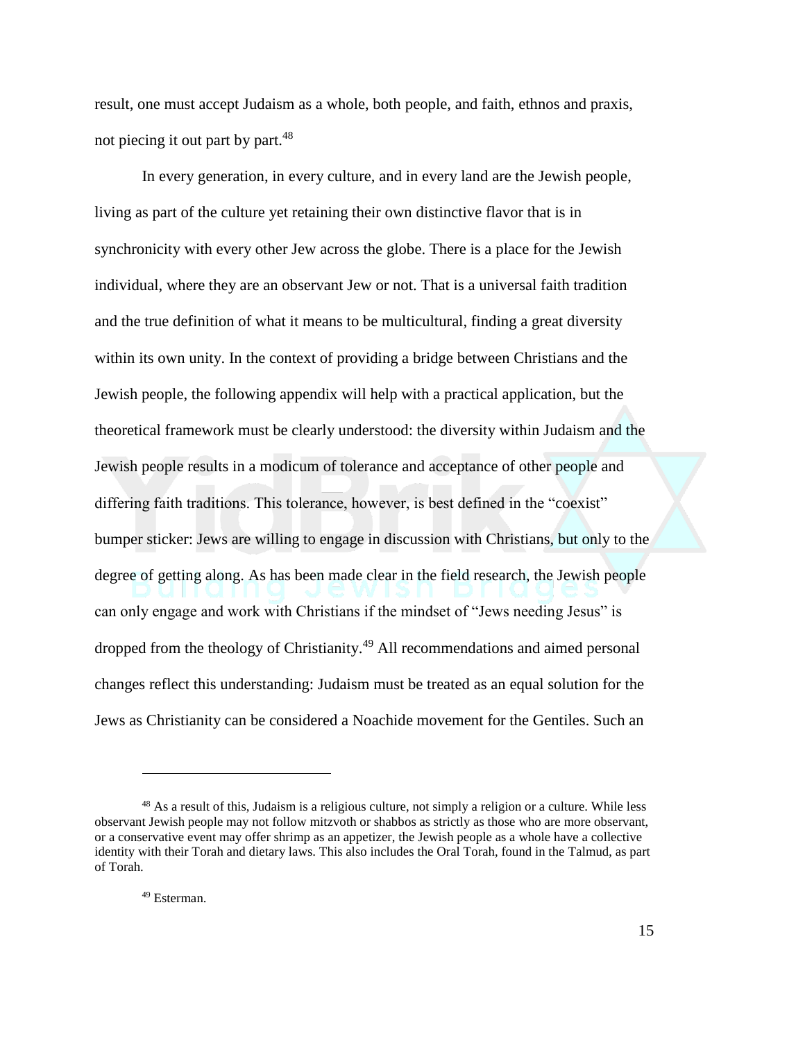result, one must accept Judaism as a whole, both people, and faith, ethnos and praxis, not piecing it out part by part.[48]

In every generation, in every culture, and in every land are the Jewish people, living as part of the culture yet retaining their own distinctive flavor that is in synchronicity with every other Jew across the globe. There is a place for the Jewish individual, where they are an observant Jew or not. That is a universal faith tradition and the true definition of what it means to be multicultural, finding a great diversity within its own unity. In the context of providing a bridge between Christians and the Jewish people, the following appendix will help with a practical application, but the theoretical framework must be clearly understood: the diversity within Judaism and the Jewish people results in a modicum of tolerance and acceptance of other people and differing faith traditions. This tolerance, however, is best defined in the "coexist" bumper sticker: Jews are willing to engage in discussion with Christians, but only to the degree of getting along. As has been made clear in the field research, the Jewish people can only engage and work with Christians if the mindset of "Jews needing Jesus" is dropped from the theology of Christianity.[49] All recommendations and aimed personal changes reflect this understanding: Judaism must be treated as an equal solution for the Jews as Christianity can be considered a Noachide movement for the Gentiles. Such an

---

[48] As a result of this, Judaism is a religious culture, not simply a religion or a culture. While less observant Jewish people may not follow mitzvoth or shabbos as strictly as those who are more observant, or a conservative event may offer shrimp as an appetizer, the Jewish people as a whole have a collective identity with their Torah and dietary laws. This also includes the Oral Torah, found in the Talmud, as part of Torah.

[49] Esterman.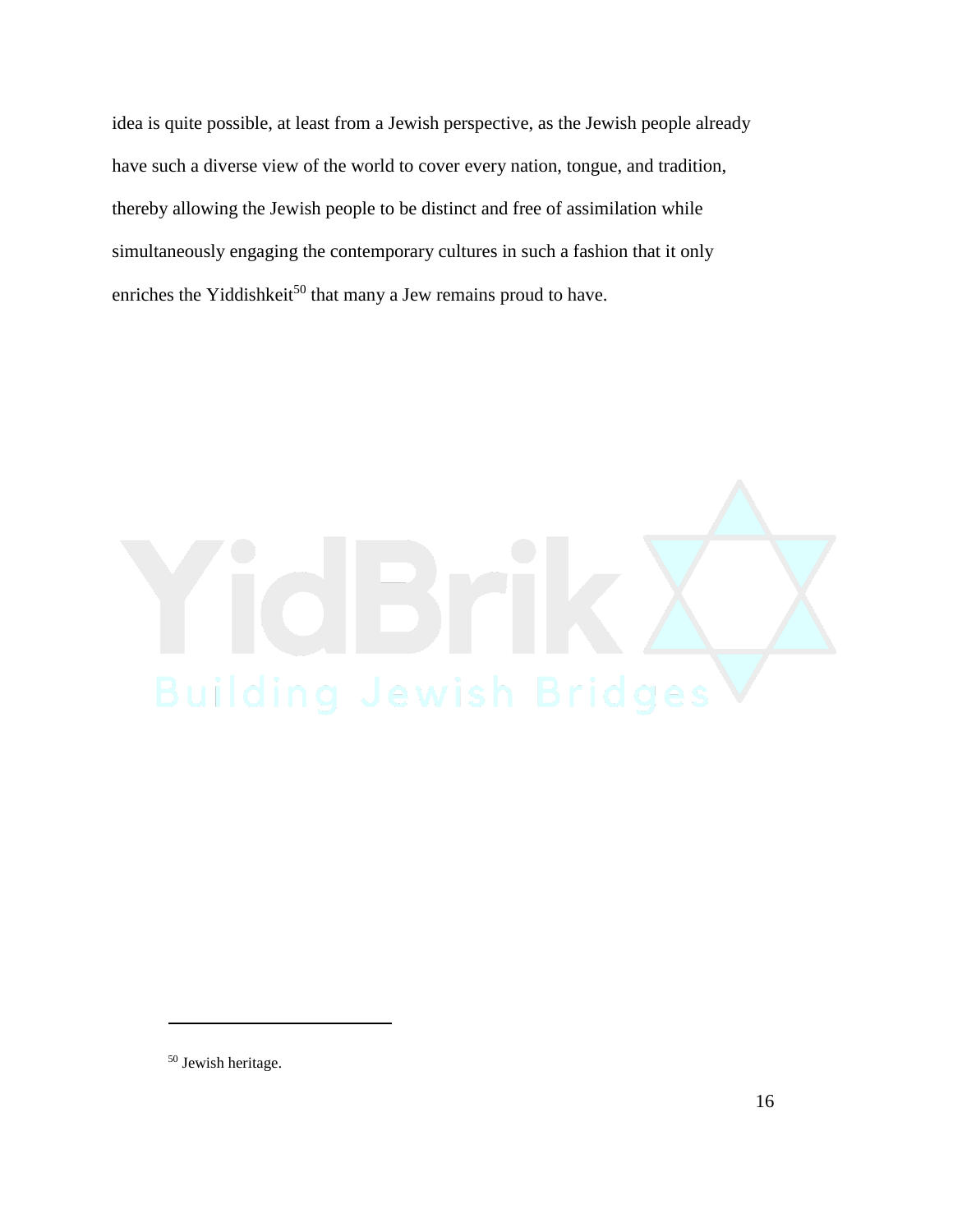idea is quite possible, at least from a Jewish perspective, as the Jewish people already have such a diverse view of the world to cover every nation, tongue, and tradition, thereby allowing the Jewish people to be distinct and free of assimilation while simultaneously engaging the contemporary cultures in such a fashion that it only enriches the Yiddishkeit[50] that many a Jew remains proud to have.

[50] Jewish heritage.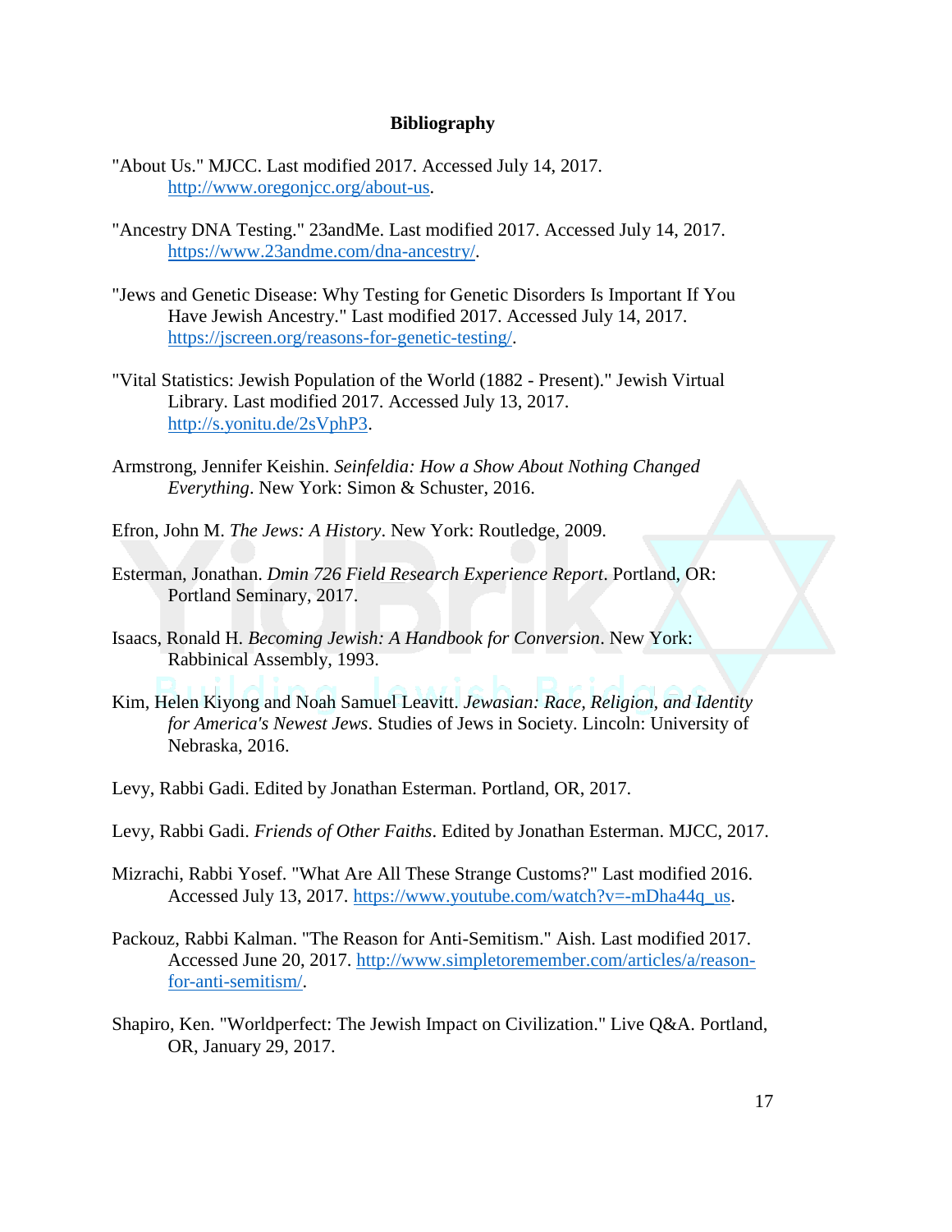## Bibliography

"About Us." MJCC. Last modified 2017. Accessed July 14, 2017. http://www.oregonjcc.org/about-us.

"Ancestry DNA Testing." 23andMe. Last modified 2017. Accessed July 14, 2017. https://www.23andme.com/dna-ancestry/.

"Jews and Genetic Disease: Why Testing for Genetic Disorders Is Important If You Have Jewish Ancestry." Last modified 2017. Accessed July 14, 2017. https://jscreen.org/reasons-for-genetic-testing/.

"Vital Statistics: Jewish Population of the World (1882 - Present)." Jewish Virtual Library. Last modified 2017. Accessed July 13, 2017. http://s.yonitu.de/2sVphP3.

Armstrong, Jennifer Keishin. *Seinfeldia: How a Show About Nothing Changed Everything*. New York: Simon & Schuster, 2016.

Efron, John M. *The Jews: A History*. New York: Routledge, 2009.

Esterman, Jonathan. *Dmin 726 Field Research Experience Report*. Portland, OR: Portland Seminary, 2017.

Isaacs, Ronald H. *Becoming Jewish: A Handbook for Conversion*. New York: Rabbinical Assembly, 1993.

Kim, Helen Kiyong and Noah Samuel Leavitt. *Jewasian: Race, Religion, and Identity for America's Newest Jews*. Studies of Jews in Society. Lincoln: University of Nebraska, 2016.

Levy, Rabbi Gadi. Edited by Jonathan Esterman. Portland, OR, 2017.

Levy, Rabbi Gadi. *Friends of Other Faiths*. Edited by Jonathan Esterman. MJCC, 2017.

Mizrachi, Rabbi Yosef. "What Are All These Strange Customs?" Last modified 2016. Accessed July 13, 2017. https://www.youtube.com/watch?v=-mDha44q_us.

Packouz, Rabbi Kalman. "The Reason for Anti-Semitism." Aish. Last modified 2017. Accessed June 20, 2017. http://www.simpletoremember.com/articles/a/reason-for-anti-semitism/.

Shapiro, Ken. "Worldperfect: The Jewish Impact on Civilization." Live Q&A. Portland, OR, January 29, 2017.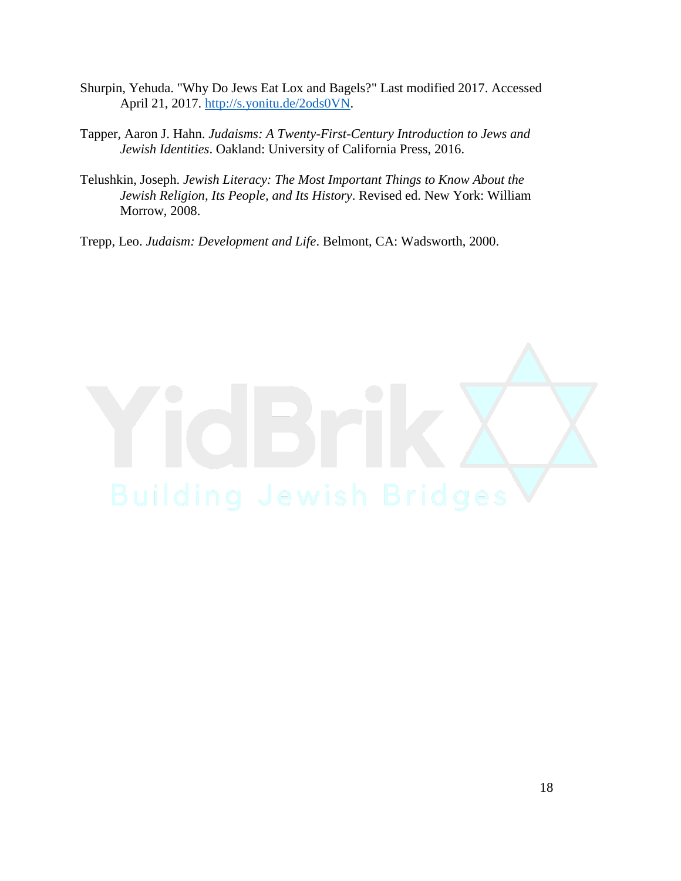Shurpin, Yehuda. "Why Do Jews Eat Lox and Bagels?" Last modified 2017. Accessed April 21, 2017. [http://s.yonitu.de/2ods0VN](http://s.yonitu.de/2ods0VN).

Tapper, Aaron J. Hahn. *Judaisms: A Twenty-First-Century Introduction to Jews and Jewish Identities*. Oakland: University of California Press, 2016.

Telushkin, Joseph. *Jewish Literacy: The Most Important Things to Know About the Jewish Religion, Its People, and Its History*. Revised ed. New York: William Morrow, 2008.

Trepp, Leo. *Judaism: Development and Life*. Belmont, CA: Wadsworth, 2000.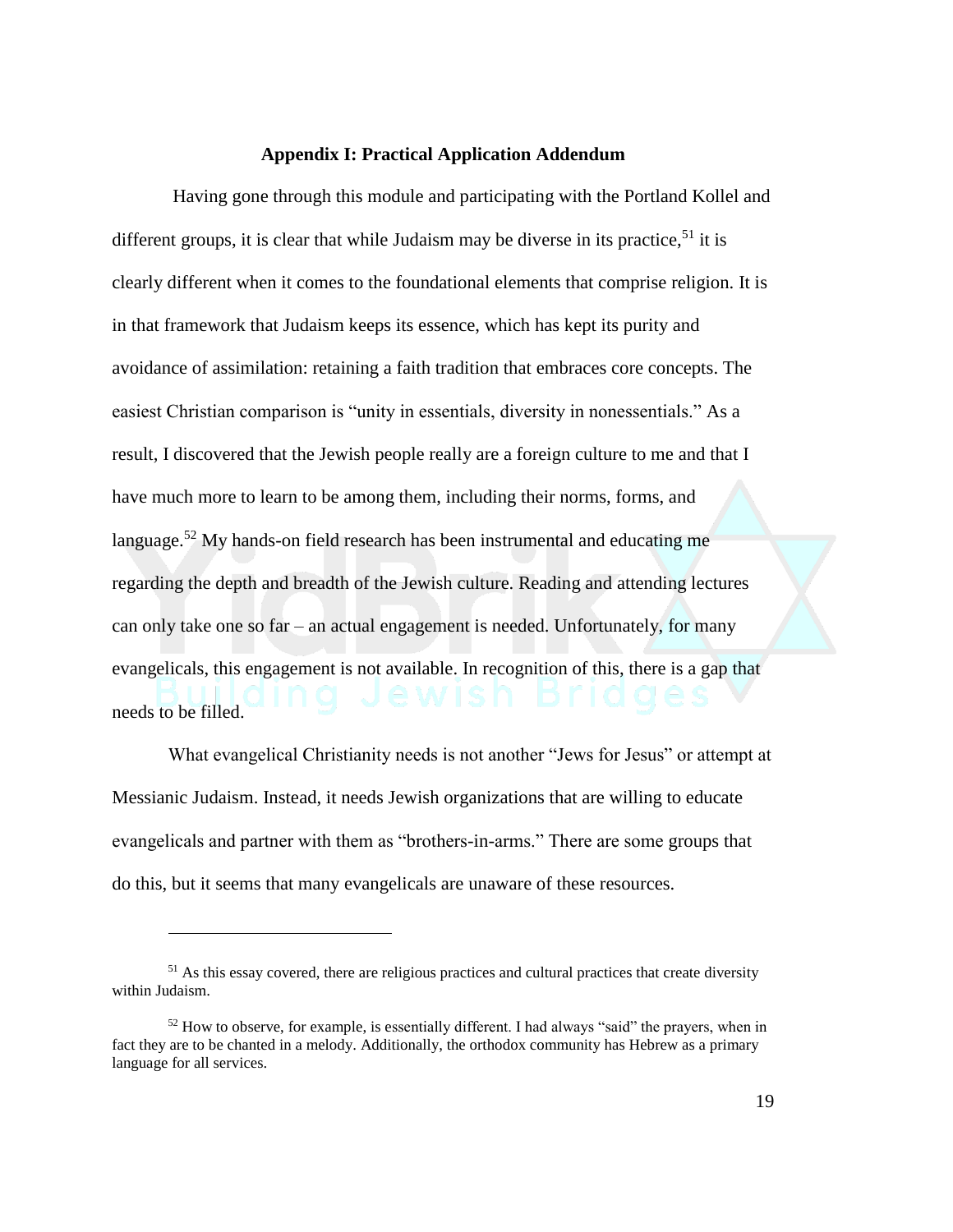## Appendix I: Practical Application Addendum

Having gone through this module and participating with the Portland Kollel and different groups, it is clear that while Judaism may be diverse in its practice,[51] it is clearly different when it comes to the foundational elements that comprise religion. It is in that framework that Judaism keeps its essence, which has kept its purity and avoidance of assimilation: retaining a faith tradition that embraces core concepts. The easiest Christian comparison is "unity in essentials, diversity in nonessentials." As a result, I discovered that the Jewish people really are a foreign culture to me and that I have much more to learn to be among them, including their norms, forms, and language.[52] My hands-on field research has been instrumental and educating me regarding the depth and breadth of the Jewish culture. Reading and attending lectures can only take one so far – an actual engagement is needed. Unfortunately, for many evangelicals, this engagement is not available. In recognition of this, there is a gap that needs to be filled.

What evangelical Christianity needs is not another "Jews for Jesus" or attempt at Messianic Judaism. Instead, it needs Jewish organizations that are willing to educate evangelicals and partner with them as "brothers-in-arms." There are some groups that do this, but it seems that many evangelicals are unaware of these resources.

---

[51] As this essay covered, there are religious practices and cultural practices that create diversity within Judaism.

[52] How to observe, for example, is essentially different. I had always "said" the prayers, when in fact they are to be chanted in a melody. Additionally, the orthodox community has Hebrew as a primary language for all services.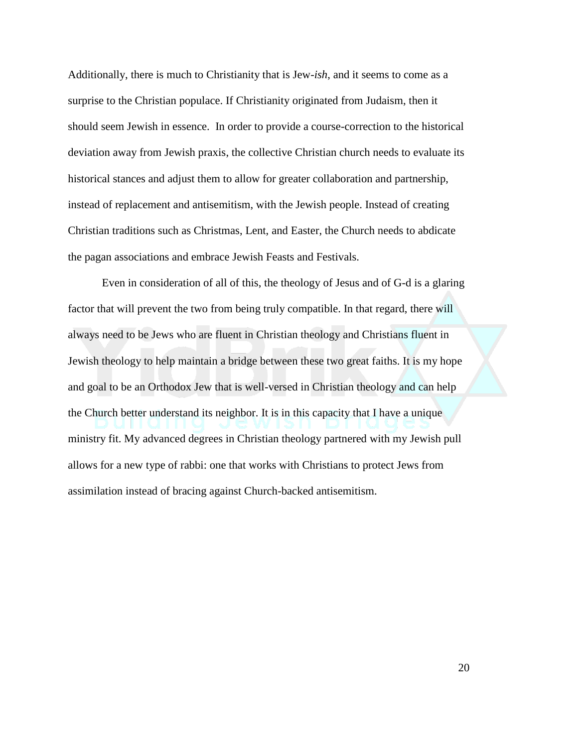Additionally, there is much to Christianity that is Jew-*ish*, and it seems to come as a surprise to the Christian populace. If Christianity originated from Judaism, then it should seem Jewish in essence. In order to provide a course-correction to the historical deviation away from Jewish praxis, the collective Christian church needs to evaluate its historical stances and adjust them to allow for greater collaboration and partnership, instead of replacement and antisemitism, with the Jewish people. Instead of creating Christian traditions such as Christmas, Lent, and Easter, the Church needs to abdicate the pagan associations and embrace Jewish Feasts and Festivals.

Even in consideration of all of this, the theology of Jesus and of G-d is a glaring factor that will prevent the two from being truly compatible. In that regard, there will always need to be Jews who are fluent in Christian theology and Christians fluent in Jewish theology to help maintain a bridge between these two great faiths. It is my hope and goal to be an Orthodox Jew that is well-versed in Christian theology and can help the Church better understand its neighbor. It is in this capacity that I have a unique ministry fit. My advanced degrees in Christian theology partnered with my Jewish pull allows for a new type of rabbi: one that works with Christians to protect Jews from assimilation instead of bracing against Church-backed antisemitism.